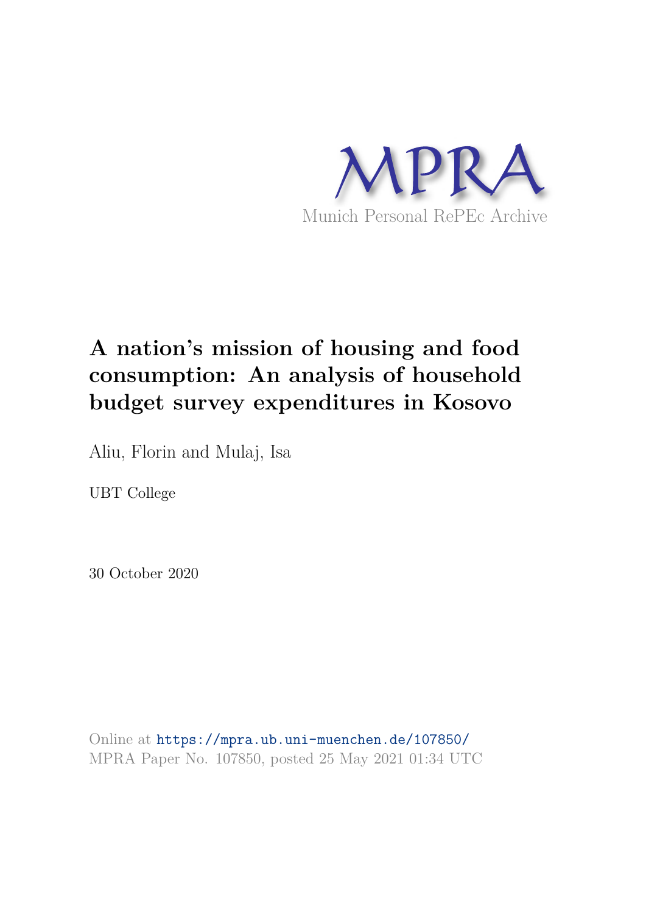MPRA

Munich Personal RePEc Archive

# A nation's mission of housing and food consumption: An analysis of household budget survey expenditures in Kosovo

Aliu, Florin and Mulaj, Isa

UBT College

30 October 2020

Online at https://mpra.ub.uni-muenchen.de/107850/
MPRA Paper No. 107850, posted 25 May 2021 01:34 UTC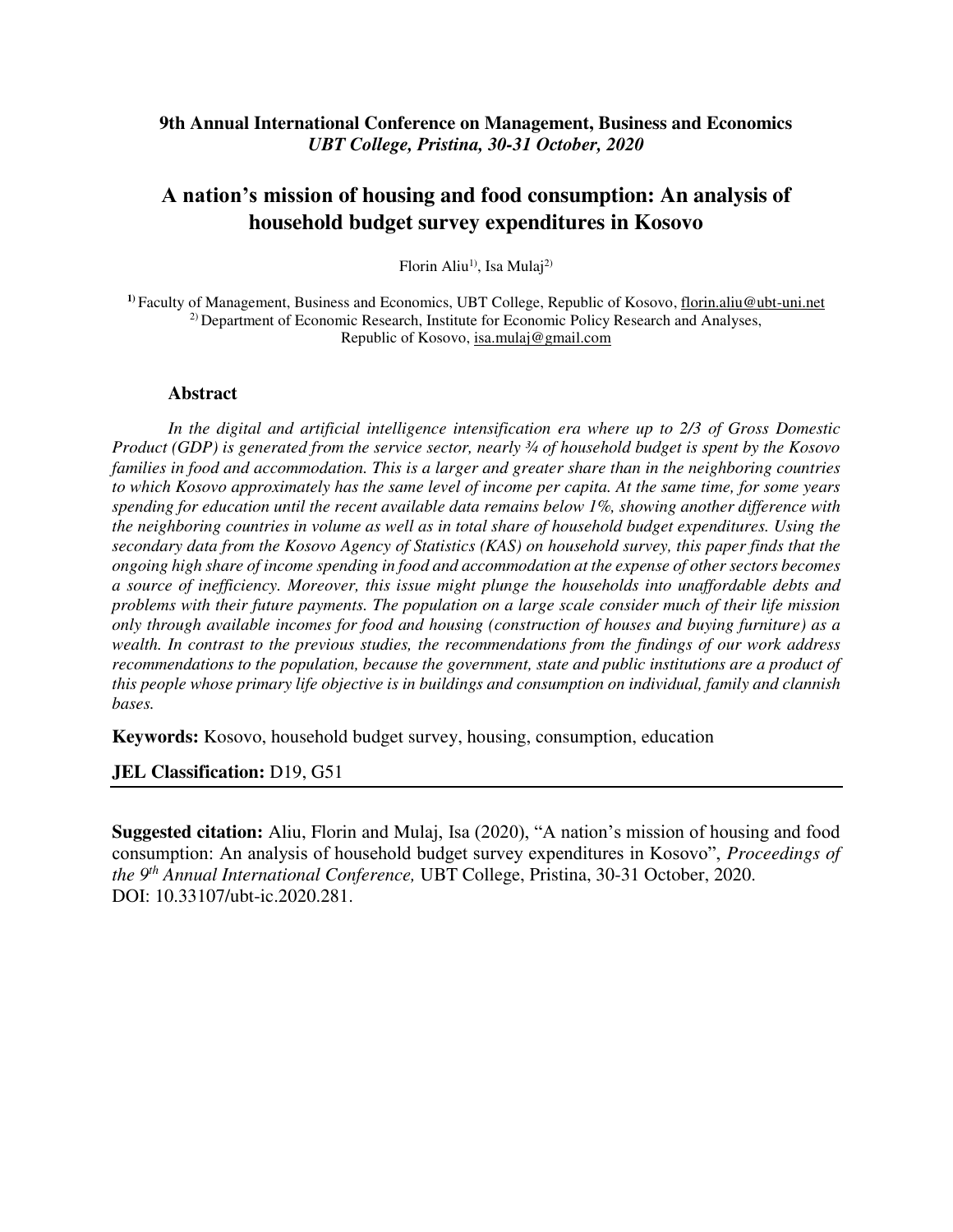**9th Annual International Conference on Management, Business and Economics**
*UBT College, Pristina, 30-31 October, 2020*

# A nation's mission of housing and food consumption: An analysis of household budget survey expenditures in Kosovo

Florin Aliu[1], Isa Mulaj[2]

[1] Faculty of Management, Business and Economics, UBT College, Republic of Kosovo, florin.aliu@ubt-uni.net
[2] Department of Economic Research, Institute for Economic Policy Research and Analyses, Republic of Kosovo, isa.mulaj@gmail.com

## Abstract

*In the digital and artificial intelligence intensification era where up to 2/3 of Gross Domestic Product (GDP) is generated from the service sector, nearly ¾ of household budget is spent by the Kosovo families in food and accommodation. This is a larger and greater share than in the neighboring countries to which Kosovo approximately has the same level of income per capita. At the same time, for some years spending for education until the recent available data remains below 1%, showing another difference with the neighboring countries in volume as well as in total share of household budget expenditures. Using the secondary data from the Kosovo Agency of Statistics (KAS) on household survey, this paper finds that the ongoing high share of income spending in food and accommodation at the expense of other sectors becomes a source of inefficiency. Moreover, this issue might plunge the households into unaffordable debts and problems with their future payments. The population on a large scale consider much of their life mission only through available incomes for food and housing (construction of houses and buying furniture) as a wealth. In contrast to the previous studies, the recommendations from the findings of our work address recommendations to the population, because the government, state and public institutions are a product of this people whose primary life objective is in buildings and consumption on individual, family and clannish bases.*

**Keywords:** Kosovo, household budget survey, housing, consumption, education

**JEL Classification:** D19, G51

**Suggested citation:** Aliu, Florin and Mulaj, Isa (2020), "A nation's mission of housing and food consumption: An analysis of household budget survey expenditures in Kosovo", *Proceedings of the 9th Annual International Conference,* UBT College, Pristina, 30-31 October, 2020. DOI: 10.33107/ubt-ic.2020.281.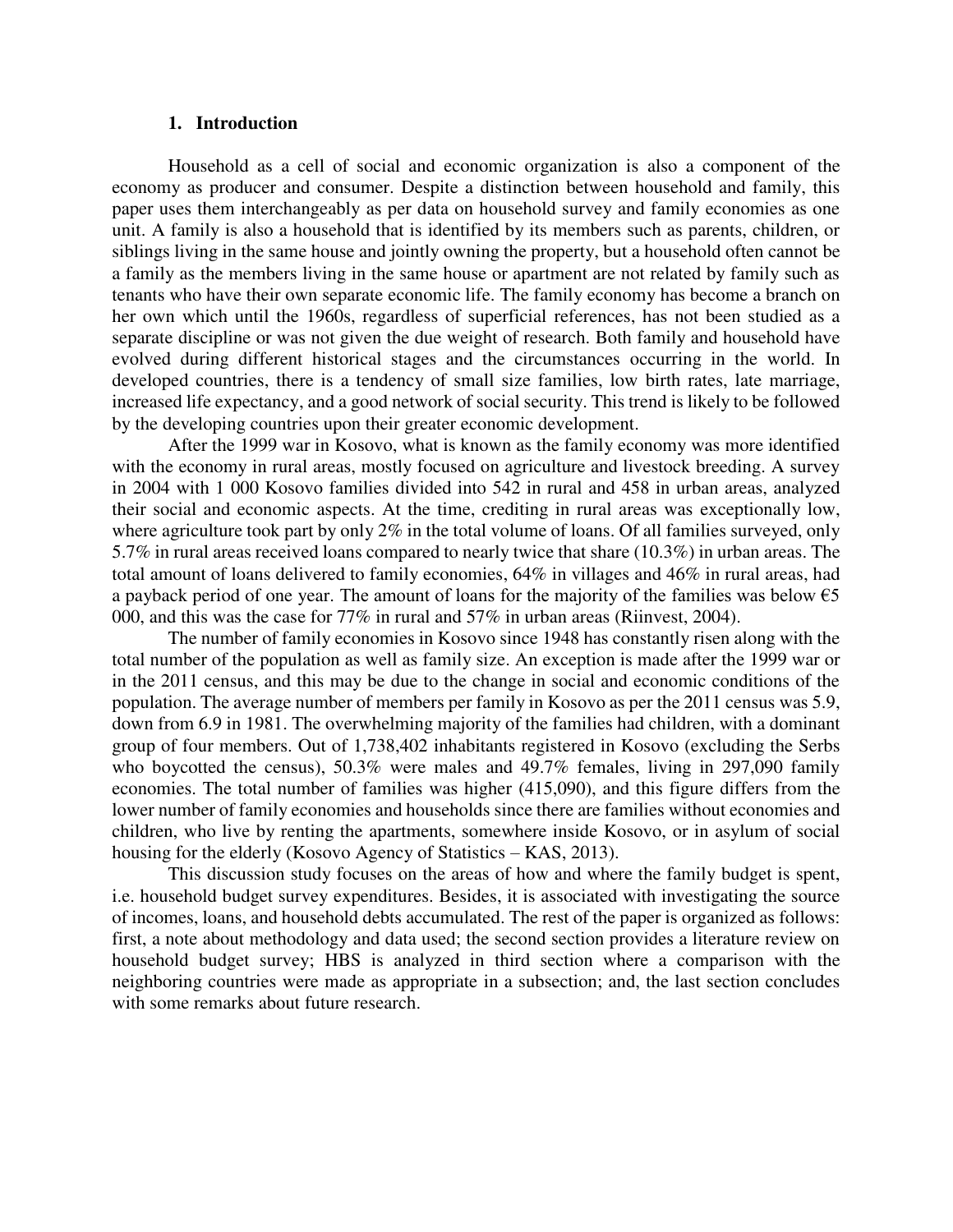## 1. Introduction

Household as a cell of social and economic organization is also a component of the economy as producer and consumer. Despite a distinction between household and family, this paper uses them interchangeably as per data on household survey and family economies as one unit. A family is also a household that is identified by its members such as parents, children, or siblings living in the same house and jointly owning the property, but a household often cannot be a family as the members living in the same house or apartment are not related by family such as tenants who have their own separate economic life. The family economy has become a branch on her own which until the 1960s, regardless of superficial references, has not been studied as a separate discipline or was not given the due weight of research. Both family and household have evolved during different historical stages and the circumstances occurring in the world. In developed countries, there is a tendency of small size families, low birth rates, late marriage, increased life expectancy, and a good network of social security. This trend is likely to be followed by the developing countries upon their greater economic development.

After the 1999 war in Kosovo, what is known as the family economy was more identified with the economy in rural areas, mostly focused on agriculture and livestock breeding. A survey in 2004 with 1 000 Kosovo families divided into 542 in rural and 458 in urban areas, analyzed their social and economic aspects. At the time, crediting in rural areas was exceptionally low, where agriculture took part by only 2% in the total volume of loans. Of all families surveyed, only 5.7% in rural areas received loans compared to nearly twice that share (10.3%) in urban areas. The total amount of loans delivered to family economies, 64% in villages and 46% in rural areas, had a payback period of one year. The amount of loans for the majority of the families was below €5 000, and this was the case for 77% in rural and 57% in urban areas (Riinvest, 2004).

The number of family economies in Kosovo since 1948 has constantly risen along with the total number of the population as well as family size. An exception is made after the 1999 war or in the 2011 census, and this may be due to the change in social and economic conditions of the population. The average number of members per family in Kosovo as per the 2011 census was 5.9, down from 6.9 in 1981. The overwhelming majority of the families had children, with a dominant group of four members. Out of 1,738,402 inhabitants registered in Kosovo (excluding the Serbs who boycotted the census), 50.3% were males and 49.7% females, living in 297,090 family economies. The total number of families was higher (415,090), and this figure differs from the lower number of family economies and households since there are families without economies and children, who live by renting the apartments, somewhere inside Kosovo, or in asylum of social housing for the elderly (Kosovo Agency of Statistics – KAS, 2013).

This discussion study focuses on the areas of how and where the family budget is spent, i.e. household budget survey expenditures. Besides, it is associated with investigating the source of incomes, loans, and household debts accumulated. The rest of the paper is organized as follows: first, a note about methodology and data used; the second section provides a literature review on household budget survey; HBS is analyzed in third section where a comparison with the neighboring countries were made as appropriate in a subsection; and, the last section concludes with some remarks about future research.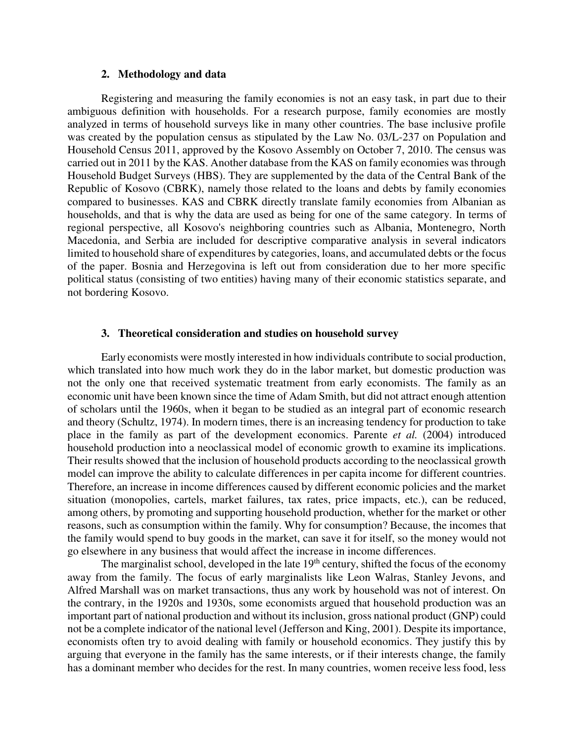## 2. Methodology and data

Registering and measuring the family economies is not an easy task, in part due to their ambiguous definition with households. For a research purpose, family economies are mostly analyzed in terms of household surveys like in many other countries. The base inclusive profile was created by the population census as stipulated by the Law No. 03/L-237 on Population and Household Census 2011, approved by the Kosovo Assembly on October 7, 2010. The census was carried out in 2011 by the KAS. Another database from the KAS on family economies was through Household Budget Surveys (HBS). They are supplemented by the data of the Central Bank of the Republic of Kosovo (CBRK), namely those related to the loans and debts by family economies compared to businesses. KAS and CBRK directly translate family economies from Albanian as households, and that is why the data are used as being for one of the same category. In terms of regional perspective, all Kosovo's neighboring countries such as Albania, Montenegro, North Macedonia, and Serbia are included for descriptive comparative analysis in several indicators limited to household share of expenditures by categories, loans, and accumulated debts or the focus of the paper. Bosnia and Herzegovina is left out from consideration due to her more specific political status (consisting of two entities) having many of their economic statistics separate, and not bordering Kosovo.

## 3. Theoretical consideration and studies on household survey

Early economists were mostly interested in how individuals contribute to social production, which translated into how much work they do in the labor market, but domestic production was not the only one that received systematic treatment from early economists. The family as an economic unit have been known since the time of Adam Smith, but did not attract enough attention of scholars until the 1960s, when it began to be studied as an integral part of economic research and theory (Schultz, 1974). In modern times, there is an increasing tendency for production to take place in the family as part of the development economics. Parente *et al.* (2004) introduced household production into a neoclassical model of economic growth to examine its implications. Their results showed that the inclusion of household products according to the neoclassical growth model can improve the ability to calculate differences in per capita income for different countries. Therefore, an increase in income differences caused by different economic policies and the market situation (monopolies, cartels, market failures, tax rates, price impacts, etc.), can be reduced, among others, by promoting and supporting household production, whether for the market or other reasons, such as consumption within the family. Why for consumption? Because, the incomes that the family would spend to buy goods in the market, can save it for itself, so the money would not go elsewhere in any business that would affect the increase in income differences.

The marginalist school, developed in the late 19th century, shifted the focus of the economy away from the family. The focus of early marginalists like Leon Walras, Stanley Jevons, and Alfred Marshall was on market transactions, thus any work by household was not of interest. On the contrary, in the 1920s and 1930s, some economists argued that household production was an important part of national production and without its inclusion, gross national product (GNP) could not be a complete indicator of the national level (Jefferson and King, 2001). Despite its importance, economists often try to avoid dealing with family or household economics. They justify this by arguing that everyone in the family has the same interests, or if their interests change, the family has a dominant member who decides for the rest. In many countries, women receive less food, less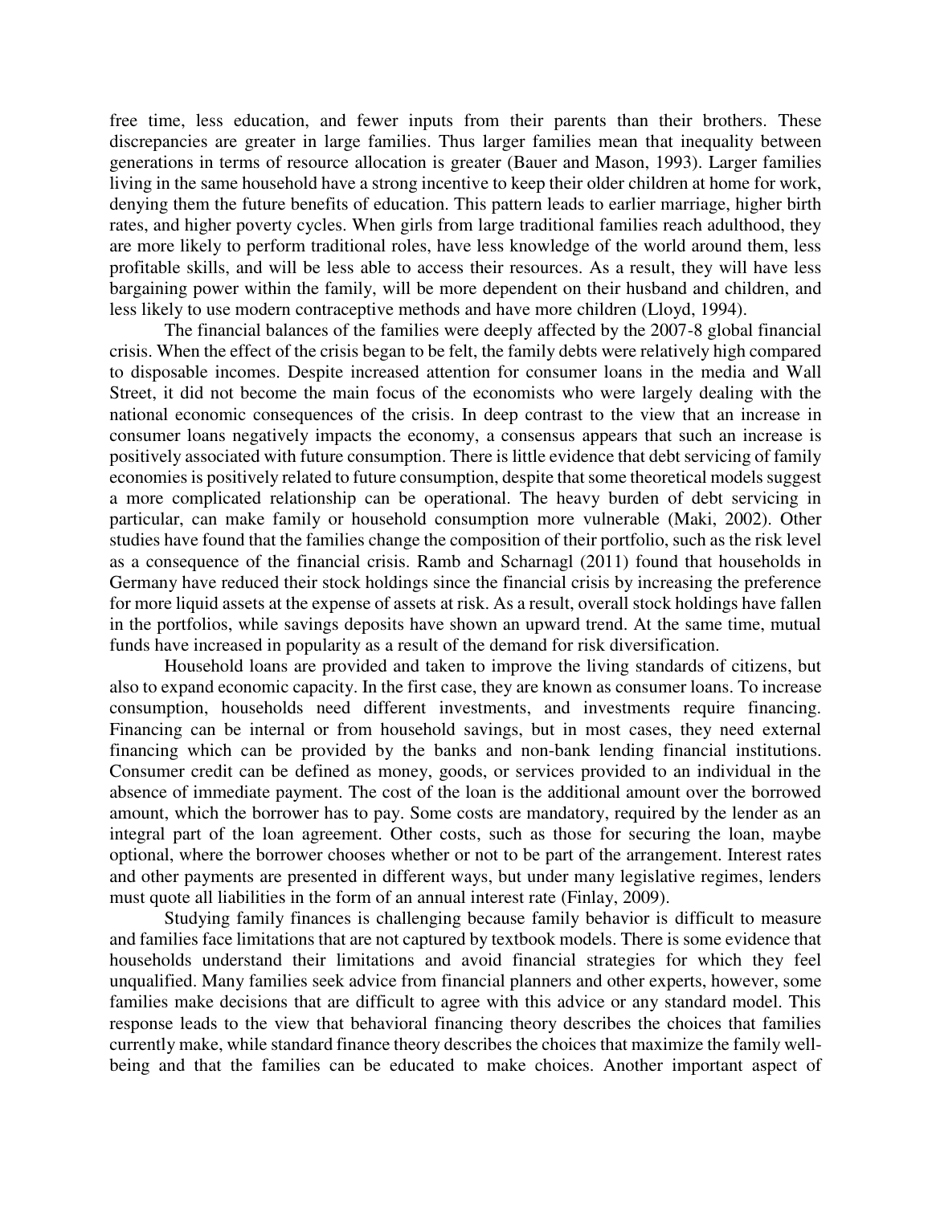free time, less education, and fewer inputs from their parents than their brothers. These discrepancies are greater in large families. Thus larger families mean that inequality between generations in terms of resource allocation is greater (Bauer and Mason, 1993). Larger families living in the same household have a strong incentive to keep their older children at home for work, denying them the future benefits of education. This pattern leads to earlier marriage, higher birth rates, and higher poverty cycles. When girls from large traditional families reach adulthood, they are more likely to perform traditional roles, have less knowledge of the world around them, less profitable skills, and will be less able to access their resources. As a result, they will have less bargaining power within the family, will be more dependent on their husband and children, and less likely to use modern contraceptive methods and have more children (Lloyd, 1994).

The financial balances of the families were deeply affected by the 2007-8 global financial crisis. When the effect of the crisis began to be felt, the family debts were relatively high compared to disposable incomes. Despite increased attention for consumer loans in the media and Wall Street, it did not become the main focus of the economists who were largely dealing with the national economic consequences of the crisis. In deep contrast to the view that an increase in consumer loans negatively impacts the economy, a consensus appears that such an increase is positively associated with future consumption. There is little evidence that debt servicing of family economies is positively related to future consumption, despite that some theoretical models suggest a more complicated relationship can be operational. The heavy burden of debt servicing in particular, can make family or household consumption more vulnerable (Maki, 2002). Other studies have found that the families change the composition of their portfolio, such as the risk level as a consequence of the financial crisis. Ramb and Scharnagl (2011) found that households in Germany have reduced their stock holdings since the financial crisis by increasing the preference for more liquid assets at the expense of assets at risk. As a result, overall stock holdings have fallen in the portfolios, while savings deposits have shown an upward trend. At the same time, mutual funds have increased in popularity as a result of the demand for risk diversification.

Household loans are provided and taken to improve the living standards of citizens, but also to expand economic capacity. In the first case, they are known as consumer loans. To increase consumption, households need different investments, and investments require financing. Financing can be internal or from household savings, but in most cases, they need external financing which can be provided by the banks and non-bank lending financial institutions. Consumer credit can be defined as money, goods, or services provided to an individual in the absence of immediate payment. The cost of the loan is the additional amount over the borrowed amount, which the borrower has to pay. Some costs are mandatory, required by the lender as an integral part of the loan agreement. Other costs, such as those for securing the loan, maybe optional, where the borrower chooses whether or not to be part of the arrangement. Interest rates and other payments are presented in different ways, but under many legislative regimes, lenders must quote all liabilities in the form of an annual interest rate (Finlay, 2009).

Studying family finances is challenging because family behavior is difficult to measure and families face limitations that are not captured by textbook models. There is some evidence that households understand their limitations and avoid financial strategies for which they feel unqualified. Many families seek advice from financial planners and other experts, however, some families make decisions that are difficult to agree with this advice or any standard model. This response leads to the view that behavioral financing theory describes the choices that families currently make, while standard finance theory describes the choices that maximize the family well-being and that the families can be educated to make choices. Another important aspect of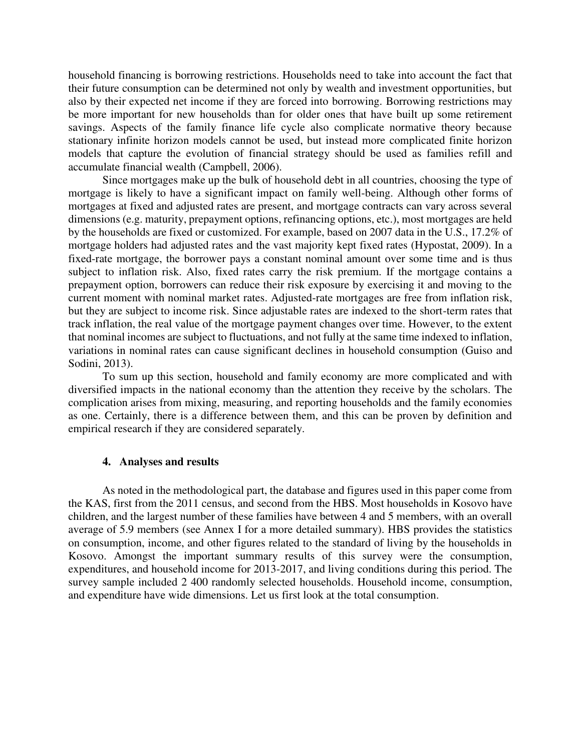household financing is borrowing restrictions. Households need to take into account the fact that their future consumption can be determined not only by wealth and investment opportunities, but also by their expected net income if they are forced into borrowing. Borrowing restrictions may be more important for new households than for older ones that have built up some retirement savings. Aspects of the family finance life cycle also complicate normative theory because stationary infinite horizon models cannot be used, but instead more complicated finite horizon models that capture the evolution of financial strategy should be used as families refill and accumulate financial wealth (Campbell, 2006).

Since mortgages make up the bulk of household debt in all countries, choosing the type of mortgage is likely to have a significant impact on family well-being. Although other forms of mortgages at fixed and adjusted rates are present, and mortgage contracts can vary across several dimensions (e.g. maturity, prepayment options, refinancing options, etc.), most mortgages are held by the households are fixed or customized. For example, based on 2007 data in the U.S., 17.2% of mortgage holders had adjusted rates and the vast majority kept fixed rates (Hypostat, 2009). In a fixed-rate mortgage, the borrower pays a constant nominal amount over some time and is thus subject to inflation risk. Also, fixed rates carry the risk premium. If the mortgage contains a prepayment option, borrowers can reduce their risk exposure by exercising it and moving to the current moment with nominal market rates. Adjusted-rate mortgages are free from inflation risk, but they are subject to income risk. Since adjustable rates are indexed to the short-term rates that track inflation, the real value of the mortgage payment changes over time. However, to the extent that nominal incomes are subject to fluctuations, and not fully at the same time indexed to inflation, variations in nominal rates can cause significant declines in household consumption (Guiso and Sodini, 2013).

To sum up this section, household and family economy are more complicated and with diversified impacts in the national economy than the attention they receive by the scholars. The complication arises from mixing, measuring, and reporting households and the family economies as one. Certainly, there is a difference between them, and this can be proven by definition and empirical research if they are considered separately.

## 4. Analyses and results

As noted in the methodological part, the database and figures used in this paper come from the KAS, first from the 2011 census, and second from the HBS. Most households in Kosovo have children, and the largest number of these families have between 4 and 5 members, with an overall average of 5.9 members (see Annex I for a more detailed summary). HBS provides the statistics on consumption, income, and other figures related to the standard of living by the households in Kosovo. Amongst the important summary results of this survey were the consumption, expenditures, and household income for 2013-2017, and living conditions during this period. The survey sample included 2 400 randomly selected households. Household income, consumption, and expenditure have wide dimensions. Let us first look at the total consumption.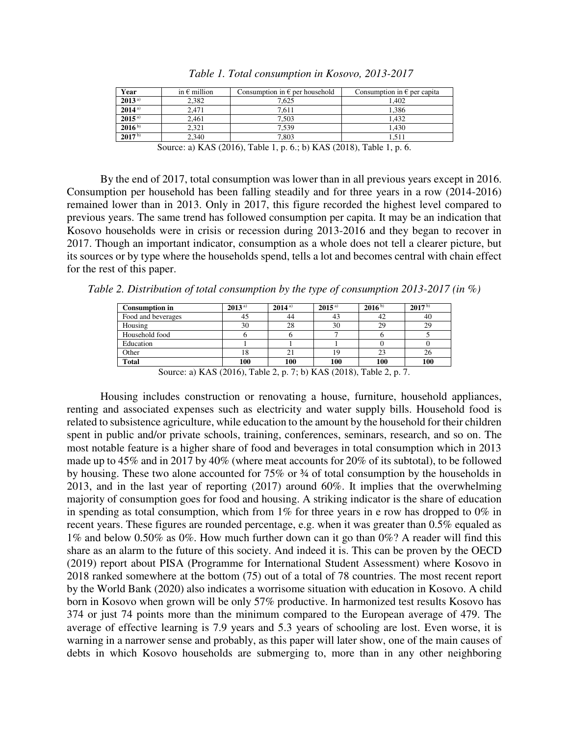*Table 1. Total consumption in Kosovo, 2013-2017*

| Year | in € million | Consumption in € per household | Consumption in € per capita |
|---|---|---|---|
| **2013** [a)] | 2,382 | 7,625 | 1,402 |
| **2014** [a)] | 2,471 | 7,611 | 1,386 |
| **2015** [a)] | 2,461 | 7,503 | 1,432 |
| **2016** [b)] | 2,321 | 7,539 | 1,430 |
| **2017** [b)] | 2,340 | 7,803 | 1,511 |

Source: a) KAS (2016), Table 1, p. 6.; b) KAS (2018), Table 1, p. 6.

By the end of 2017, total consumption was lower than in all previous years except in 2016. Consumption per household has been falling steadily and for three years in a row (2014-2016) remained lower than in 2013. Only in 2017, this figure recorded the highest level compared to previous years. The same trend has followed consumption per capita. It may be an indication that Kosovo households were in crisis or recession during 2013-2016 and they began to recover in 2017. Though an important indicator, consumption as a whole does not tell a clearer picture, but its sources or by type where the households spend, tells a lot and becomes central with chain effect for the rest of this paper.

*Table 2. Distribution of total consumption by the type of consumption 2013-2017 (in %)*

| Consumption in | 2013 [a)] | 2014 [a)] | 2015 [a)] | 2016 [b)] | 2017 [b)] |
|---|---|---|---|---|---|
| Food and beverages | 45 | 44 | 43 | 42 | 40 |
| Housing | 30 | 28 | 30 | 29 | 29 |
| Household food | 6 | 6 | 7 | 6 | 5 |
| Education | 1 | 1 | 1 | 0 | 0 |
| Other | 18 | 21 | 19 | 23 | 26 |
| **Total** | **100** | **100** | **100** | **100** | **100** |

Source: a) KAS (2016), Table 2, p. 7; b) KAS (2018), Table 2, p. 7.

Housing includes construction or renovating a house, furniture, household appliances, renting and associated expenses such as electricity and water supply bills. Household food is related to subsistence agriculture, while education to the amount by the household for their children spent in public and/or private schools, training, conferences, seminars, research, and so on. The most notable feature is a higher share of food and beverages in total consumption which in 2013 made up to 45% and in 2017 by 40% (where meat accounts for 20% of its subtotal), to be followed by housing. These two alone accounted for 75% or ¾ of total consumption by the households in 2013, and in the last year of reporting (2017) around 60%. It implies that the overwhelming majority of consumption goes for food and housing. A striking indicator is the share of education in spending as total consumption, which from 1% for three years in e row has dropped to 0% in recent years. These figures are rounded percentage, e.g. when it was greater than 0.5% equaled as 1% and below 0.50% as 0%. How much further down can it go than 0%? A reader will find this share as an alarm to the future of this society. And indeed it is. This can be proven by the OECD (2019) report about PISA (Programme for International Student Assessment) where Kosovo in 2018 ranked somewhere at the bottom (75) out of a total of 78 countries. The most recent report by the World Bank (2020) also indicates a worrisome situation with education in Kosovo. A child born in Kosovo when grown will be only 57% productive. In harmonized test results Kosovo has 374 or just 74 points more than the minimum compared to the European average of 479. The average of effective learning is 7.9 years and 5.3 years of schooling are lost. Even worse, it is warning in a narrower sense and probably, as this paper will later show, one of the main causes of debts in which Kosovo households are submerging to, more than in any other neighboring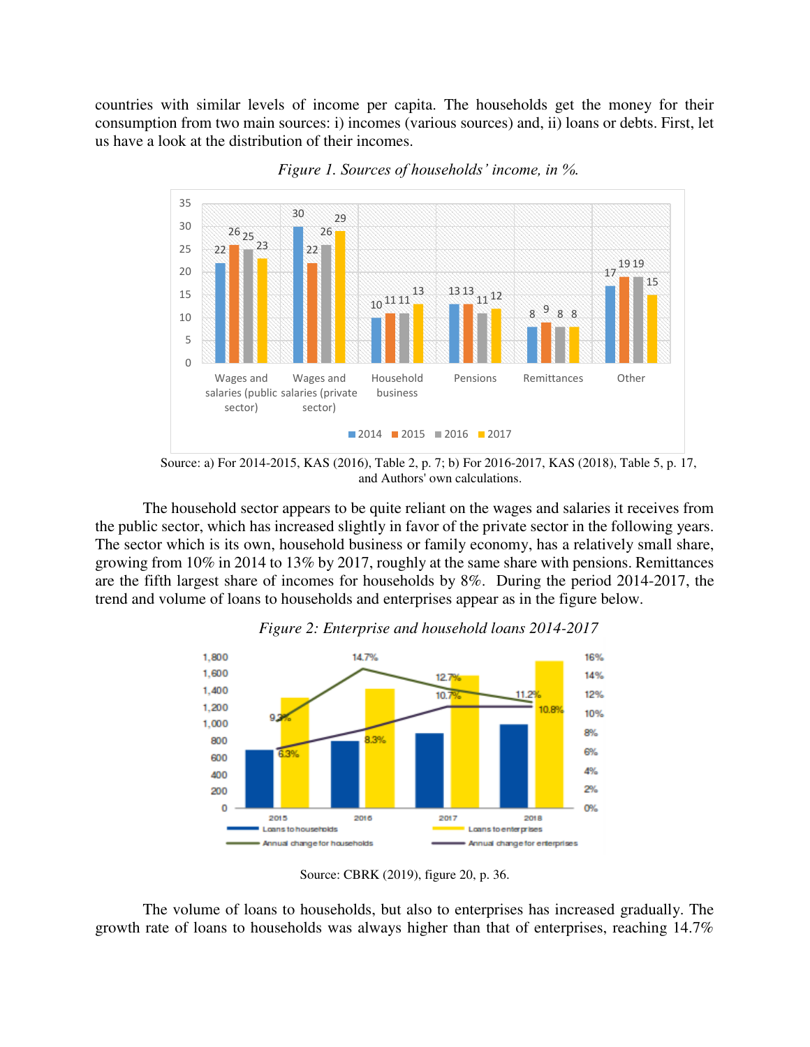countries with similar levels of income per capita. The households get the money for their consumption from two main sources: i) incomes (various sources) and, ii) loans or debts. First, let us have a look at the distribution of their incomes.

*Figure 1. Sources of households' income, in %.*

Source: a) For 2014-2015, KAS (2016), Table 2, p. 7; b) For 2016-2017, KAS (2018), Table 5, p. 17, and Authors' own calculations.

The household sector appears to be quite reliant on the wages and salaries it receives from the public sector, which has increased slightly in favor of the private sector in the following years. The sector which is its own, household business or family economy, has a relatively small share, growing from 10% in 2014 to 13% by 2017, roughly at the same share with pensions. Remittances are the fifth largest share of incomes for households by 8%. During the period 2014-2017, the trend and volume of loans to households and enterprises appear as in the figure below.

*Figure 2: Enterprise and household loans 2014-2017*

Source: CBRK (2019), figure 20, p. 36.

The volume of loans to households, but also to enterprises has increased gradually. The growth rate of loans to households was always higher than that of enterprises, reaching 14.7%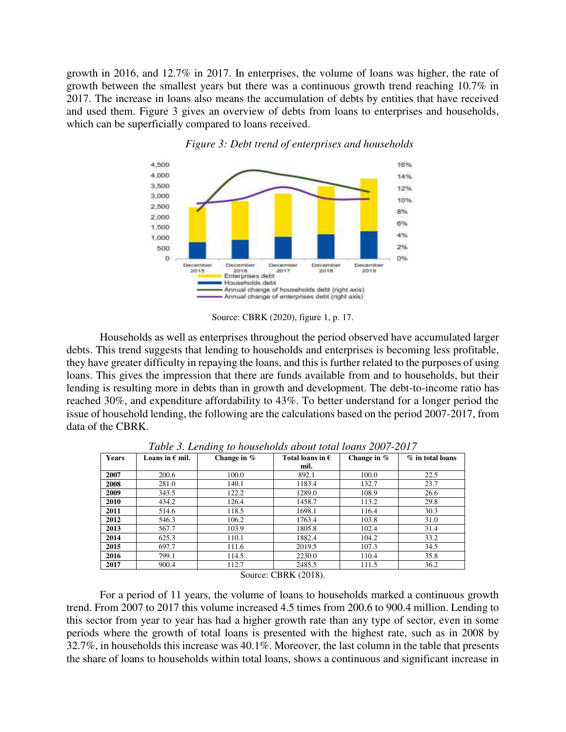growth in 2016, and 12.7% in 2017. In enterprises, the volume of loans was higher, the rate of growth between the smallest years but there was a continuous growth trend reaching 10.7% in 2017. The increase in loans also means the accumulation of debts by entities that have received and used them. Figure 3 gives an overview of debts from loans to enterprises and households, which can be superficially compared to loans received.

*Figure 3: Debt trend of enterprises and households*

Source: CBRK (2020), figure 1, p. 17.

Households as well as enterprises throughout the period observed have accumulated larger debts. This trend suggests that lending to households and enterprises is becoming less profitable, they have greater difficulty in repaying the loans, and this is further related to the purposes of using loans. This gives the impression that there are funds available from and to households, but their lending is resulting more in debts than in growth and development. The debt-to-income ratio has reached 30%, and expenditure affordability to 43%. To better understand for a longer period the issue of household lending, the following are the calculations based on the period 2007-2017, from data of the CBRK.

*Table 3. Lending to households about total loans 2007-2017*

| Years | Loans in € mil. | Change in % | Total loans in € mil. | Change in % | % in total loans |
|---|---|---|---|---|---|
| **2007** | 200.6 | 100.0 | 892.1 | 100.0 | 22.5 |
| **2008** | 281.0 | 140.1 | 1183.4 | 132.7 | 23.7 |
| **2009** | 343.5 | 122.2 | 1289.0 | 108.9 | 26.6 |
| **2010** | 434.2 | 126.4 | 1458.7 | 113.2 | 29.8 |
| **2011** | 514.6 | 118.5 | 1698.1 | 116.4 | 30.3 |
| **2012** | 546.3 | 106.2 | 1763.4 | 103.8 | 31.0 |
| **2013** | 567.7 | 103.9 | 1805.8 | 102.4 | 31.4 |
| **2014** | 625.3 | 110.1 | 1882.4 | 104.2 | 33.2 |
| **2015** | 697.7 | 111.6 | 2019.5 | 107.3 | 34.5 |
| **2016** | 799.1 | 114.5 | 2230.0 | 110.4 | 35.8 |
| **2017** | 900.4 | 112.7 | 2485.5 | 111.5 | 36.2 |

Source: CBRK (2018).

For a period of 11 years, the volume of loans to households marked a continuous growth trend. From 2007 to 2017 this volume increased 4.5 times from 200.6 to 900.4 million. Lending to this sector from year to year has had a higher growth rate than any type of sector, even in some periods where the growth of total loans is presented with the highest rate, such as in 2008 by 32.7%, in households this increase was 40.1%. Moreover, the last column in the table that presents the share of loans to households within total loans, shows a continuous and significant increase in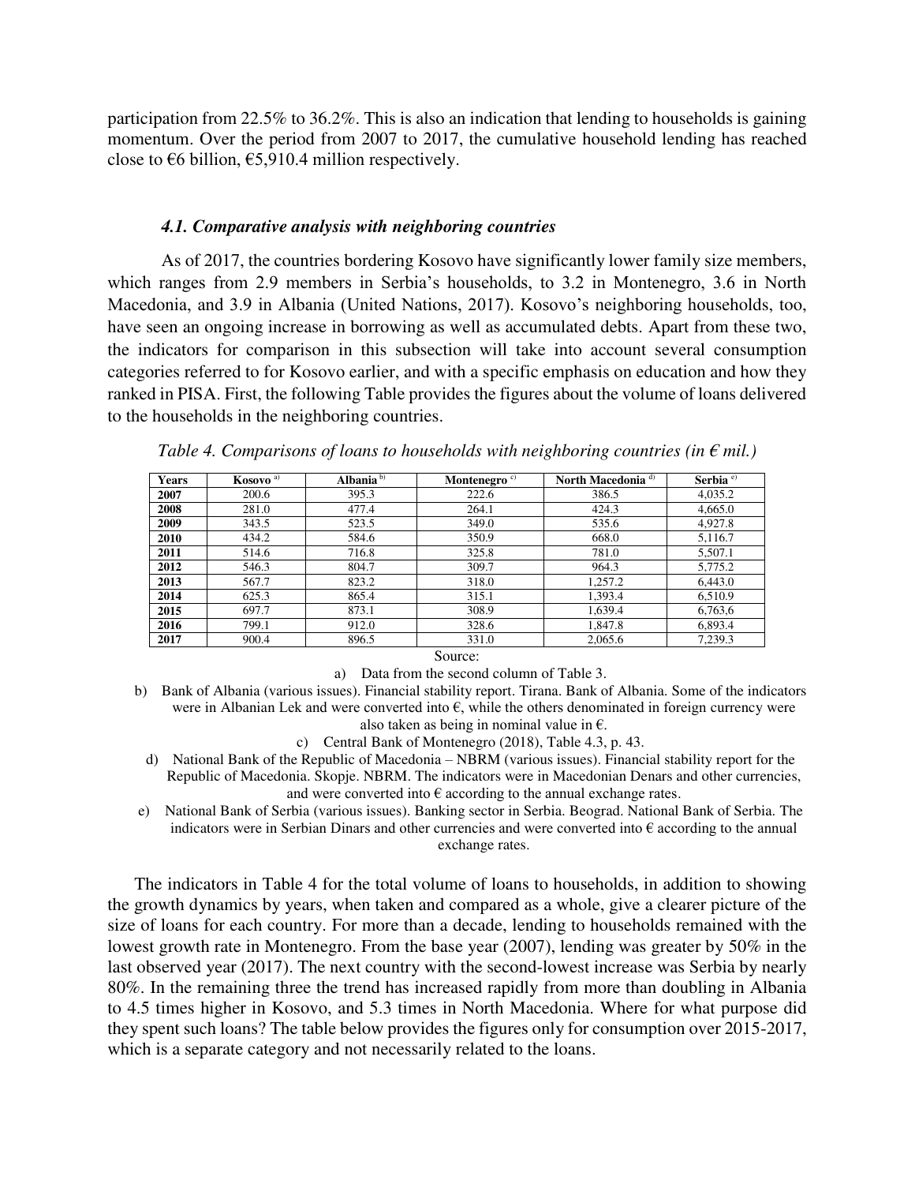participation from 22.5% to 36.2%. This is also an indication that lending to households is gaining momentum. Over the period from 2007 to 2017, the cumulative household lending has reached close to €6 billion, €5,910.4 million respectively.

### *4.1. Comparative analysis with neighboring countries*

As of 2017, the countries bordering Kosovo have significantly lower family size members, which ranges from 2.9 members in Serbia's households, to 3.2 in Montenegro, 3.6 in North Macedonia, and 3.9 in Albania (United Nations, 2017). Kosovo's neighboring households, too, have seen an ongoing increase in borrowing as well as accumulated debts. Apart from these two, the indicators for comparison in this subsection will take into account several consumption categories referred to for Kosovo earlier, and with a specific emphasis on education and how they ranked in PISA. First, the following Table provides the figures about the volume of loans delivered to the households in the neighboring countries.

*Table 4. Comparisons of loans to households with neighboring countries (in € mil.)*

| Years | Kosovo [a)] | Albania [b)] | Montenegro [c)] | North Macedonia [d)] | Serbia [e)] |
|---|---|---|---|---|---|
| **2007** | 200.6 | 395.3 | 222.6 | 386.5 | 4,035.2 |
| **2008** | 281.0 | 477.4 | 264.1 | 424.3 | 4,665.0 |
| **2009** | 343.5 | 523.5 | 349.0 | 535.6 | 4,927.8 |
| **2010** | 434.2 | 584.6 | 350.9 | 668.0 | 5,116.7 |
| **2011** | 514.6 | 716.8 | 325.8 | 781.0 | 5,507.1 |
| **2012** | 546.3 | 804.7 | 309.7 | 964.3 | 5,775.2 |
| **2013** | 567.7 | 823.2 | 318.0 | 1,257.2 | 6,443.0 |
| **2014** | 625.3 | 865.4 | 315.1 | 1,393.4 | 6,510.9 |
| **2015** | 697.7 | 873.1 | 308.9 | 1,639.4 | 6,763,6 |
| **2016** | 799.1 | 912.0 | 328.6 | 1,847.8 | 6,893.4 |
| **2017** | 900.4 | 896.5 | 331.0 | 2,065.6 | 7,239.3 |

Source:

a) Data from the second column of Table 3.

b) Bank of Albania (various issues). Financial stability report. Tirana. Bank of Albania. Some of the indicators were in Albanian Lek and were converted into €, while the others denominated in foreign currency were also taken as being in nominal value in €.

c) Central Bank of Montenegro (2018), Table 4.3, p. 43.

d) National Bank of the Republic of Macedonia – NBRM (various issues). Financial stability report for the Republic of Macedonia. Skopje. NBRM. The indicators were in Macedonian Denars and other currencies, and were converted into € according to the annual exchange rates.

e) National Bank of Serbia (various issues). Banking sector in Serbia. Beograd. National Bank of Serbia. The indicators were in Serbian Dinars and other currencies and were converted into € according to the annual exchange rates.

The indicators in Table 4 for the total volume of loans to households, in addition to showing the growth dynamics by years, when taken and compared as a whole, give a clearer picture of the size of loans for each country. For more than a decade, lending to households remained with the lowest growth rate in Montenegro. From the base year (2007), lending was greater by 50% in the last observed year (2017). The next country with the second-lowest increase was Serbia by nearly 80%. In the remaining three the trend has increased rapidly from more than doubling in Albania to 4.5 times higher in Kosovo, and 5.3 times in North Macedonia. Where for what purpose did they spent such loans? The table below provides the figures only for consumption over 2015-2017, which is a separate category and not necessarily related to the loans.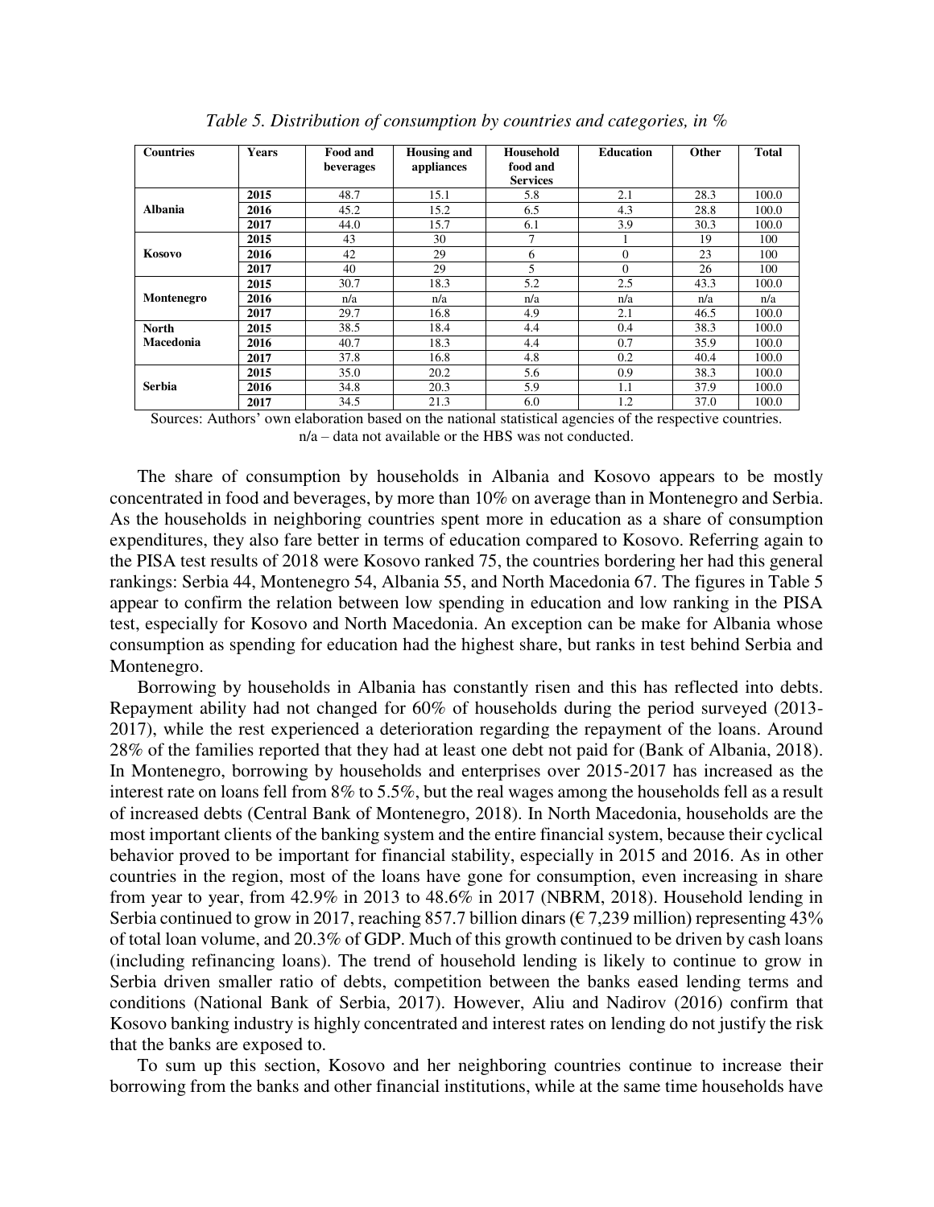*Table 5. Distribution of consumption by countries and categories, in %*

| Countries | Years | Food and beverages | Housing and appliances | Household food and Services | Education | Other | Total |
|---|---|---|---|---|---|---|---|
| Albania | 2015 | 48.7 | 15.1 | 5.8 | 2.1 | 28.3 | 100.0 |
| | 2016 | 45.2 | 15.2 | 6.5 | 4.3 | 28.8 | 100.0 |
| | 2017 | 44.0 | 15.7 | 6.1 | 3.9 | 30.3 | 100.0 |
| Kosovo | 2015 | 43 | 30 | 7 | 1 | 19 | 100 |
| | 2016 | 42 | 29 | 6 | 0 | 23 | 100 |
| | 2017 | 40 | 29 | 5 | 0 | 26 | 100 |
| Montenegro | 2015 | 30.7 | 18.3 | 5.2 | 2.5 | 43.3 | 100.0 |
| | 2016 | n/a | n/a | n/a | n/a | n/a | n/a |
| | 2017 | 29.7 | 16.8 | 4.9 | 2.1 | 46.5 | 100.0 |
| North Macedonia | 2015 | 38.5 | 18.4 | 4.4 | 0.4 | 38.3 | 100.0 |
| | 2016 | 40.7 | 18.3 | 4.4 | 0.7 | 35.9 | 100.0 |
| | 2017 | 37.8 | 16.8 | 4.8 | 0.2 | 40.4 | 100.0 |
| Serbia | 2015 | 35.0 | 20.2 | 5.6 | 0.9 | 38.3 | 100.0 |
| | 2016 | 34.8 | 20.3 | 5.9 | 1.1 | 37.9 | 100.0 |
| | 2017 | 34.5 | 21.3 | 6.0 | 1.2 | 37.0 | 100.0 |

Sources: Authors' own elaboration based on the national statistical agencies of the respective countries.
n/a – data not available or the HBS was not conducted.

The share of consumption by households in Albania and Kosovo appears to be mostly concentrated in food and beverages, by more than 10% on average than in Montenegro and Serbia. As the households in neighboring countries spent more in education as a share of consumption expenditures, they also fare better in terms of education compared to Kosovo. Referring again to the PISA test results of 2018 were Kosovo ranked 75, the countries bordering her had this general rankings: Serbia 44, Montenegro 54, Albania 55, and North Macedonia 67. The figures in Table 5 appear to confirm the relation between low spending in education and low ranking in the PISA test, especially for Kosovo and North Macedonia. An exception can be make for Albania whose consumption as spending for education had the highest share, but ranks in test behind Serbia and Montenegro.

Borrowing by households in Albania has constantly risen and this has reflected into debts. Repayment ability had not changed for 60% of households during the period surveyed (2013-2017), while the rest experienced a deterioration regarding the repayment of the loans. Around 28% of the families reported that they had at least one debt not paid for (Bank of Albania, 2018). In Montenegro, borrowing by households and enterprises over 2015-2017 has increased as the interest rate on loans fell from 8% to 5.5%, but the real wages among the households fell as a result of increased debts (Central Bank of Montenegro, 2018). In North Macedonia, households are the most important clients of the banking system and the entire financial system, because their cyclical behavior proved to be important for financial stability, especially in 2015 and 2016. As in other countries in the region, most of the loans have gone for consumption, even increasing in share from year to year, from 42.9% in 2013 to 48.6% in 2017 (NBRM, 2018). Household lending in Serbia continued to grow in 2017, reaching 857.7 billion dinars (€ 7,239 million) representing 43% of total loan volume, and 20.3% of GDP. Much of this growth continued to be driven by cash loans (including refinancing loans). The trend of household lending is likely to continue to grow in Serbia driven smaller ratio of debts, competition between the banks eased lending terms and conditions (National Bank of Serbia, 2017). However, Aliu and Nadirov (2016) confirm that Kosovo banking industry is highly concentrated and interest rates on lending do not justify the risk that the banks are exposed to.

To sum up this section, Kosovo and her neighboring countries continue to increase their borrowing from the banks and other financial institutions, while at the same time households have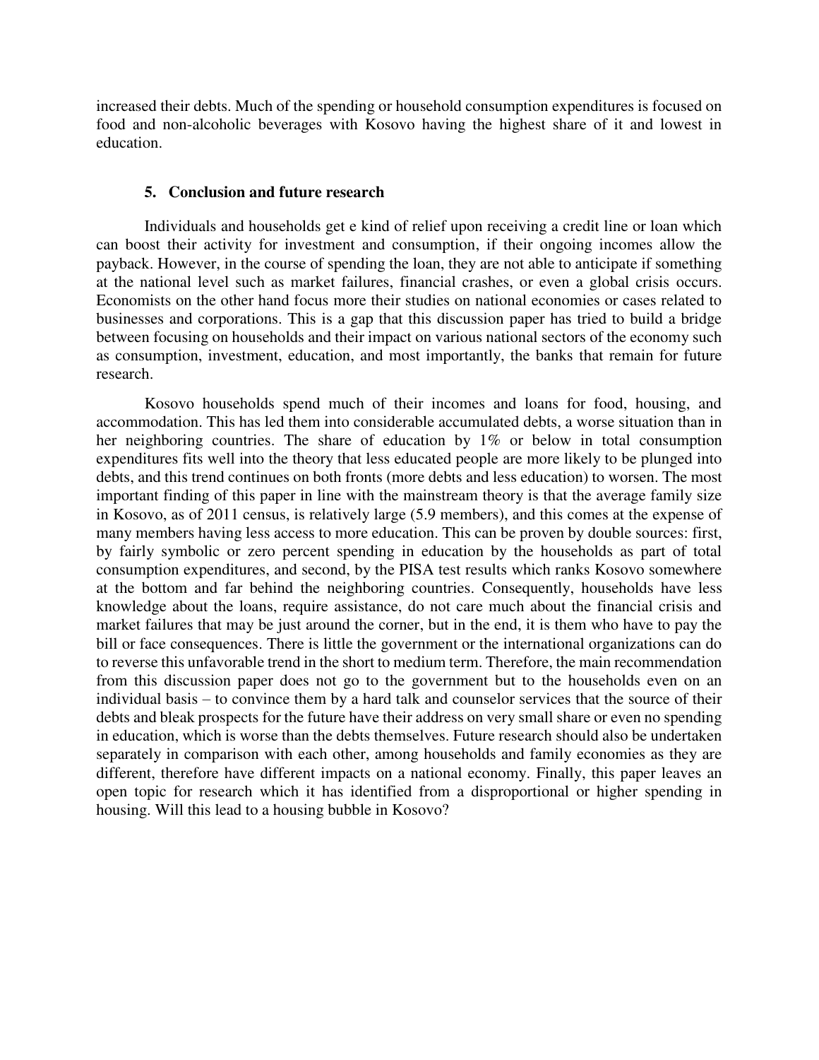increased their debts. Much of the spending or household consumption expenditures is focused on food and non-alcoholic beverages with Kosovo having the highest share of it and lowest in education.

## 5. Conclusion and future research

Individuals and households get e kind of relief upon receiving a credit line or loan which can boost their activity for investment and consumption, if their ongoing incomes allow the payback. However, in the course of spending the loan, they are not able to anticipate if something at the national level such as market failures, financial crashes, or even a global crisis occurs. Economists on the other hand focus more their studies on national economies or cases related to businesses and corporations. This is a gap that this discussion paper has tried to build a bridge between focusing on households and their impact on various national sectors of the economy such as consumption, investment, education, and most importantly, the banks that remain for future research.

Kosovo households spend much of their incomes and loans for food, housing, and accommodation. This has led them into considerable accumulated debts, a worse situation than in her neighboring countries. The share of education by 1% or below in total consumption expenditures fits well into the theory that less educated people are more likely to be plunged into debts, and this trend continues on both fronts (more debts and less education) to worsen. The most important finding of this paper in line with the mainstream theory is that the average family size in Kosovo, as of 2011 census, is relatively large (5.9 members), and this comes at the expense of many members having less access to more education. This can be proven by double sources: first, by fairly symbolic or zero percent spending in education by the households as part of total consumption expenditures, and second, by the PISA test results which ranks Kosovo somewhere at the bottom and far behind the neighboring countries. Consequently, households have less knowledge about the loans, require assistance, do not care much about the financial crisis and market failures that may be just around the corner, but in the end, it is them who have to pay the bill or face consequences. There is little the government or the international organizations can do to reverse this unfavorable trend in the short to medium term. Therefore, the main recommendation from this discussion paper does not go to the government but to the households even on an individual basis – to convince them by a hard talk and counselor services that the source of their debts and bleak prospects for the future have their address on very small share or even no spending in education, which is worse than the debts themselves. Future research should also be undertaken separately in comparison with each other, among households and family economies as they are different, therefore have different impacts on a national economy. Finally, this paper leaves an open topic for research which it has identified from a disproportional or higher spending in housing. Will this lead to a housing bubble in Kosovo?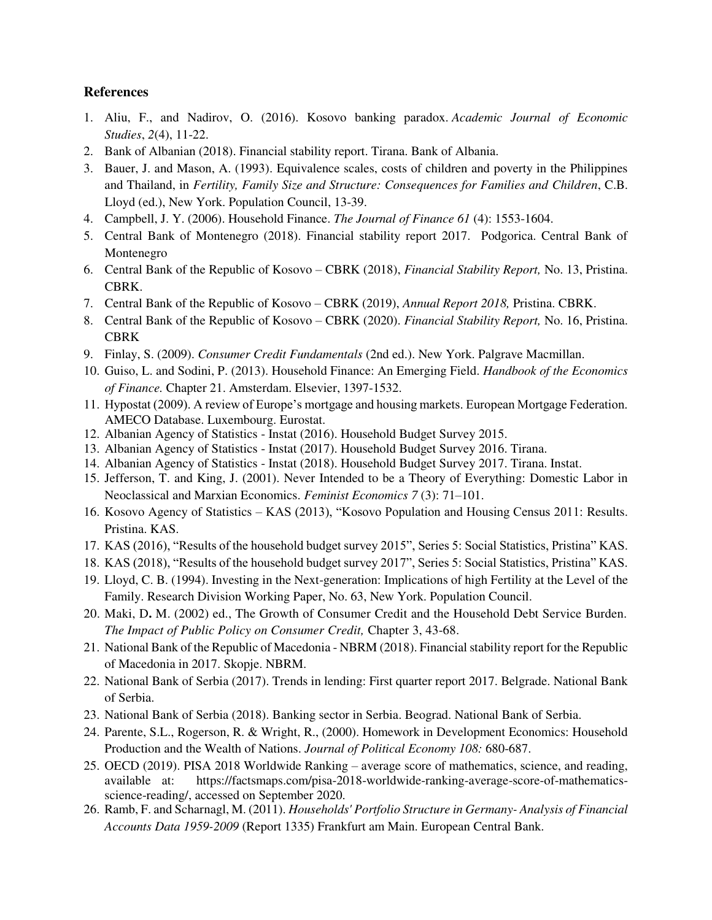### References

1. Aliu, F., and Nadirov, O. (2016). Kosovo banking paradox. *Academic Journal of Economic Studies*, *2*(4), 11-22.
2. Bank of Albanian (2018). Financial stability report. Tirana. Bank of Albania.
3. Bauer, J. and Mason, A. (1993). Equivalence scales, costs of children and poverty in the Philippines and Thailand, in *Fertility, Family Size and Structure: Consequences for Families and Children*, C.B. Lloyd (ed.), New York. Population Council, 13-39.
4. Campbell, J. Y. (2006). Household Finance. *The Journal of Finance 61* (4): 1553-1604.
5. Central Bank of Montenegro (2018). Financial stability report 2017. Podgorica. Central Bank of Montenegro
6. Central Bank of the Republic of Kosovo – CBRK (2018), *Financial Stability Report,* No. 13, Pristina. CBRK.
7. Central Bank of the Republic of Kosovo – CBRK (2019), *Annual Report 2018,* Pristina. CBRK.
8. Central Bank of the Republic of Kosovo – CBRK (2020). *Financial Stability Report,* No. 16, Pristina. CBRK
9. Finlay, S. (2009). *Consumer Credit Fundamentals* (2nd ed.). New York. Palgrave Macmillan.
10. Guiso, L. and Sodini, P. (2013). Household Finance: An Emerging Field. *Handbook of the Economics of Finance.* Chapter 21. Amsterdam. Elsevier, 1397-1532.
11. Hypostat (2009). A review of Europe's mortgage and housing markets. European Mortgage Federation. AMECO Database. Luxembourg. Eurostat.
12. Albanian Agency of Statistics - Instat (2016). Household Budget Survey 2015.
13. Albanian Agency of Statistics - Instat (2017). Household Budget Survey 2016. Tirana.
14. Albanian Agency of Statistics - Instat (2018). Household Budget Survey 2017. Tirana. Instat.
15. Jefferson, T. and King, J. (2001). Never Intended to be a Theory of Everything: Domestic Labor in Neoclassical and Marxian Economics. *Feminist Economics 7* (3): 71–101.
16. Kosovo Agency of Statistics – KAS (2013), "Kosovo Population and Housing Census 2011: Results. Pristina. KAS.
17. KAS (2016), "Results of the household budget survey 2015", Series 5: Social Statistics, Pristina" KAS.
18. KAS (2018), "Results of the household budget survey 2017", Series 5: Social Statistics, Pristina" KAS.
19. Lloyd, C. B. (1994). Investing in the Next-generation: Implications of high Fertility at the Level of the Family. Research Division Working Paper, No. 63, New York. Population Council.
20. Maki, D**.** M. (2002) ed., The Growth of Consumer Credit and the Household Debt Service Burden. *The Impact of Public Policy on Consumer Credit,* Chapter 3, 43-68.
21. National Bank of the Republic of Macedonia - NBRM (2018). Financial stability report for the Republic of Macedonia in 2017. Skopje. NBRM.
22. National Bank of Serbia (2017). Trends in lending: First quarter report 2017. Belgrade. National Bank of Serbia.
23. National Bank of Serbia (2018). Banking sector in Serbia. Beograd. National Bank of Serbia.
24. Parente, S.L., Rogerson, R. & Wright, R., (2000). Homework in Development Economics: Household Production and the Wealth of Nations. *Journal of Political Economy 108:* 680-687.
25. OECD (2019). PISA 2018 Worldwide Ranking – average score of mathematics, science, and reading, available at: https://factsmaps.com/pisa-2018-worldwide-ranking-average-score-of-mathematics-science-reading/, accessed on September 2020.
26. Ramb, F. and Scharnagl, M. (2011). *Households' Portfolio Structure in Germany- Analysis of Financial Accounts Data 1959-2009* (Report 1335) Frankfurt am Main. European Central Bank.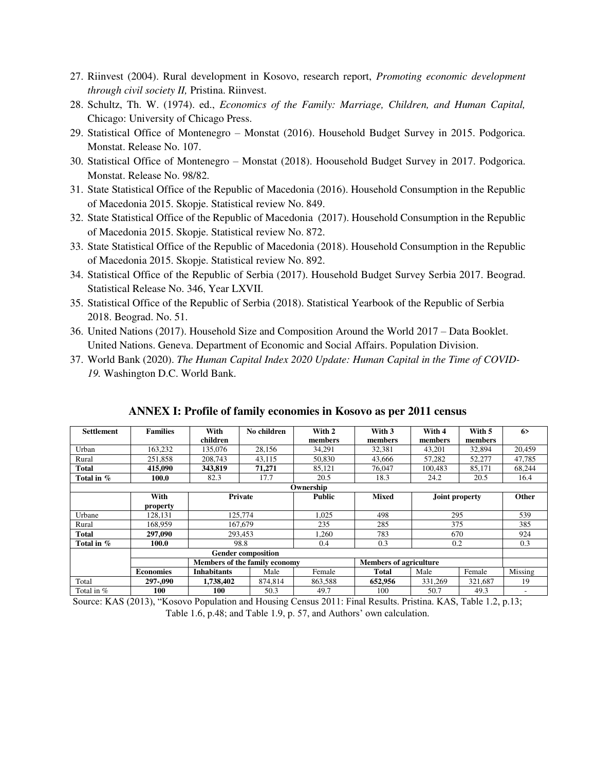27. Riinvest (2004). Rural development in Kosovo, research report, *Promoting economic development through civil society II,* Pristina. Riinvest.
28. Schultz, Th. W. (1974). ed., *Economics of the Family: Marriage, Children, and Human Capital,* Chicago: University of Chicago Press.
29. Statistical Office of Montenegro – Monstat (2016). Household Budget Survey in 2015. Podgorica. Monstat. Release No. 107.
30. Statistical Office of Montenegro – Monstat (2018). Hoousehold Budget Survey in 2017. Podgorica. Monstat. Release No. 98/82.
31. State Statistical Office of the Republic of Macedonia (2016). Household Consumption in the Republic of Macedonia 2015. Skopje. Statistical review No. 849.
32. State Statistical Office of the Republic of Macedonia (2017). Household Consumption in the Republic of Macedonia 2015. Skopje. Statistical review No. 872.
33. State Statistical Office of the Republic of Macedonia (2018). Household Consumption in the Republic of Macedonia 2015. Skopje. Statistical review No. 892.
34. Statistical Office of the Republic of Serbia (2017). Household Budget Survey Serbia 2017. Beograd. Statistical Release No. 346, Year LXVII.
35. Statistical Office of the Republic of Serbia (2018). Statistical Yearbook of the Republic of Serbia 2018. Beograd. No. 51.
36. United Nations (2017). Household Size and Composition Around the World 2017 – Data Booklet. United Nations. Geneva. Department of Economic and Social Affairs. Population Division.
37. World Bank (2020). *The Human Capital Index 2020 Update: Human Capital in the Time of COVID-19.* Washington D.C. World Bank.

## ANNEX I: Profile of family economies in Kosovo as per 2011 census

| **Settlement** | **Families** | **With children** | **No children** | **With 2 members** | **With 3 members** | **With 4 members** | **With 5 members** | **6>** |
|---|---|---|---|---|---|---|---|---|
| Urban | 163,232 | 135,076 | 28,156 | 34,291 | 32,381 | 43,201 | 32,894 | 20,459 |
| Rural | 251,858 | 208,743 | 43,115 | 50,830 | 43,666 | 57,282 | 52,277 | 47,785 |
| **Total** | **415,090** | **343,819** | **71,271** | 85,121 | 76,047 | 100,483 | 85,171 | 68,244 |
| **Total in %** | **100.0** | 82.3 | 17.7 | 20.5 | 18.3 | 24.2 | 20.5 | 16.4 |
| | | | | **Ownership** | | | | |
| | **With property** | **Private** | | **Public** | **Mixed** | **Joint property** | | **Other** |
| Urbane | 128,131 | 125,774 | | 1,025 | 498 | 295 | | 539 |
| Rural | 168,959 | 167,679 | | 235 | 285 | 375 | | 385 |
| **Total** | **297,090** | 293,453 | | 1,260 | 783 | 670 | | 924 |
| **Total in %** | **100.0** | 98.8 | | 0.4 | 0.3 | 0.2 | | 0.3 |
| | **Gender composition** | | | | | | | |
| | | **Members of the family economy** | | | **Members of agriculture** | | | |
| | **Economies** | **Inhabitants** | Male | Female | **Total** | Male | Female | Missing |
| Total | **297-,090** | **1,738,402** | 874,814 | 863,588 | **652,956** | 331,269 | 321,687 | 19 |
| Total in % | **100** | **100** | 50.3 | 49.7 | 100 | 50.7 | 49.3 | - |

Source: KAS (2013), "Kosovo Population and Housing Census 2011: Final Results. Pristina. KAS, Table 1.2, p.13; Table 1.6, p.48; and Table 1.9, p. 57, and Authors' own calculation.